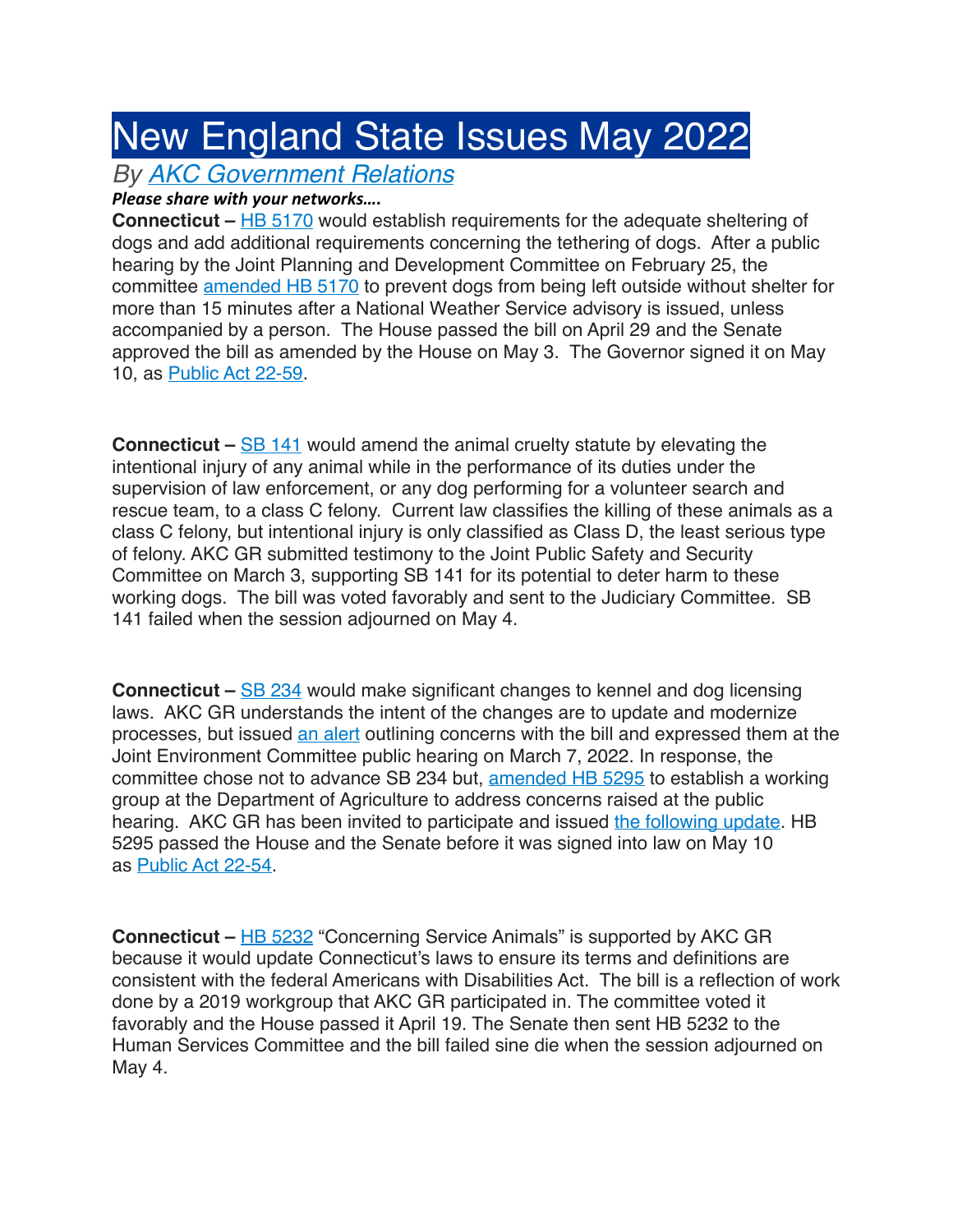# New England State Issues May 2022

*By [AKC Government Relations]*

***Please share with your networks….***

**Connecticut –** HB 5170 would establish requirements for the adequate sheltering of dogs and add additional requirements concerning the tethering of dogs. After a public hearing by the Joint Planning and Development Committee on February 25, the committee amended HB 5170 to prevent dogs from being left outside without shelter for more than 15 minutes after a National Weather Service advisory is issued, unless accompanied by a person. The House passed the bill on April 29 and the Senate approved the bill as amended by the House on May 3. The Governor signed it on May 10, as Public Act 22-59.

**Connecticut –** SB 141 would amend the animal cruelty statute by elevating the intentional injury of any animal while in the performance of its duties under the supervision of law enforcement, or any dog performing for a volunteer search and rescue team, to a class C felony. Current law classifies the killing of these animals as a class C felony, but intentional injury is only classified as Class D, the least serious type of felony. AKC GR submitted testimony to the Joint Public Safety and Security Committee on March 3, supporting SB 141 for its potential to deter harm to these working dogs. The bill was voted favorably and sent to the Judiciary Committee. SB 141 failed when the session adjourned on May 4.

**Connecticut –** SB 234 would make significant changes to kennel and dog licensing laws. AKC GR understands the intent of the changes are to update and modernize processes, but issued an alert outlining concerns with the bill and expressed them at the Joint Environment Committee public hearing on March 7, 2022. In response, the committee chose not to advance SB 234 but, amended HB 5295 to establish a working group at the Department of Agriculture to address concerns raised at the public hearing. AKC GR has been invited to participate and issued the following update. HB 5295 passed the House and the Senate before it was signed into law on May 10 as Public Act 22-54.

**Connecticut –** HB 5232 "Concerning Service Animals" is supported by AKC GR because it would update Connecticut's laws to ensure its terms and definitions are consistent with the federal Americans with Disabilities Act. The bill is a reflection of work done by a 2019 workgroup that AKC GR participated in. The committee voted it favorably and the House passed it April 19. The Senate then sent HB 5232 to the Human Services Committee and the bill failed sine die when the session adjourned on May 4.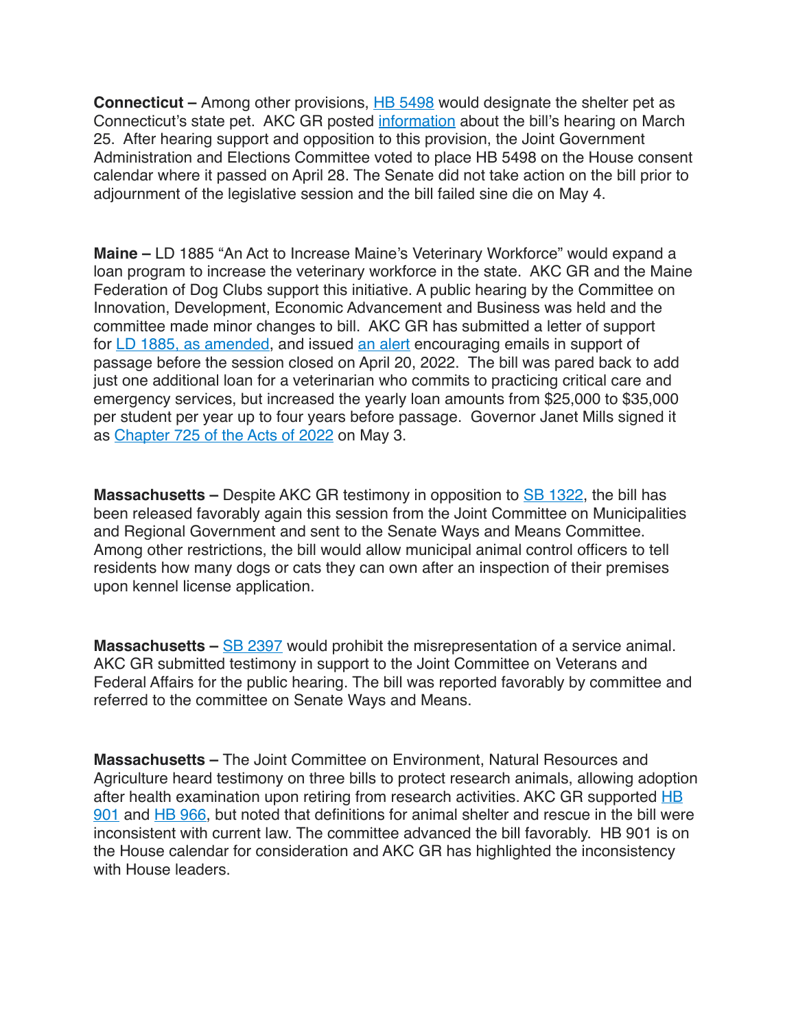**Connecticut –** Among other provisions, HB 5498 would designate the shelter pet as Connecticut's state pet. AKC GR posted information about the bill's hearing on March 25. After hearing support and opposition to this provision, the Joint Government Administration and Elections Committee voted to place HB 5498 on the House consent calendar where it passed on April 28. The Senate did not take action on the bill prior to adjournment of the legislative session and the bill failed sine die on May 4.

**Maine –** LD 1885 "An Act to Increase Maine's Veterinary Workforce" would expand a loan program to increase the veterinary workforce in the state. AKC GR and the Maine Federation of Dog Clubs support this initiative. A public hearing by the Committee on Innovation, Development, Economic Advancement and Business was held and the committee made minor changes to bill. AKC GR has submitted a letter of support for LD 1885, as amended, and issued an alert encouraging emails in support of passage before the session closed on April 20, 2022. The bill was pared back to add just one additional loan for a veterinarian who commits to practicing critical care and emergency services, but increased the yearly loan amounts from $25,000 to $35,000 per student per year up to four years before passage. Governor Janet Mills signed it as Chapter 725 of the Acts of 2022 on May 3.

**Massachusetts –** Despite AKC GR testimony in opposition to SB 1322, the bill has been released favorably again this session from the Joint Committee on Municipalities and Regional Government and sent to the Senate Ways and Means Committee. Among other restrictions, the bill would allow municipal animal control officers to tell residents how many dogs or cats they can own after an inspection of their premises upon kennel license application.

**Massachusetts –** SB 2397 would prohibit the misrepresentation of a service animal. AKC GR submitted testimony in support to the Joint Committee on Veterans and Federal Affairs for the public hearing. The bill was reported favorably by committee and referred to the committee on Senate Ways and Means.

**Massachusetts –** The Joint Committee on Environment, Natural Resources and Agriculture heard testimony on three bills to protect research animals, allowing adoption after health examination upon retiring from research activities. AKC GR supported HB 901 and HB 966, but noted that definitions for animal shelter and rescue in the bill were inconsistent with current law. The committee advanced the bill favorably. HB 901 is on the House calendar for consideration and AKC GR has highlighted the inconsistency with House leaders.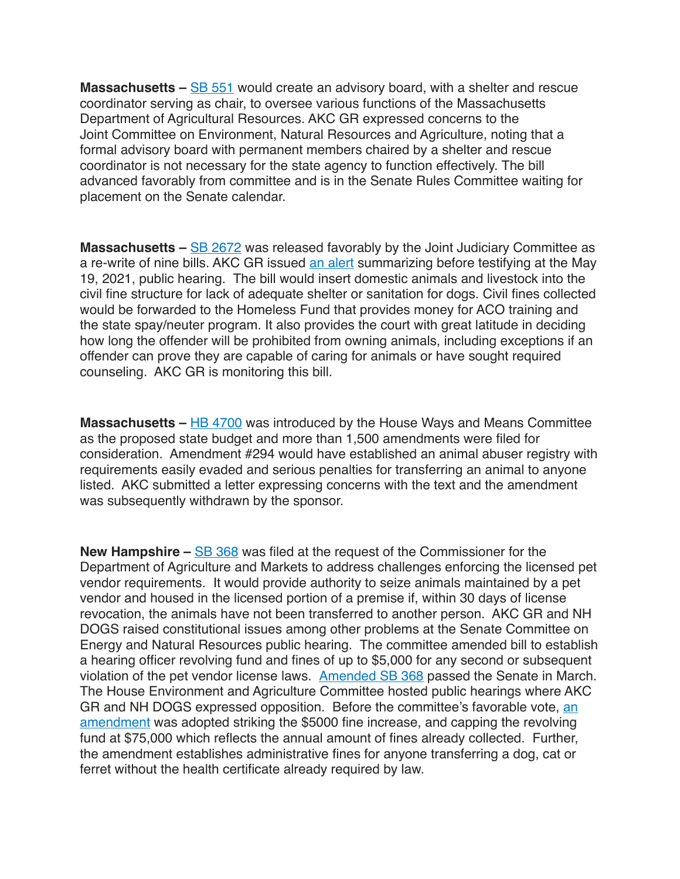**Massachusetts –** SB 551 would create an advisory board, with a shelter and rescue coordinator serving as chair, to oversee various functions of the Massachusetts Department of Agricultural Resources. AKC GR expressed concerns to the Joint Committee on Environment, Natural Resources and Agriculture, noting that a formal advisory board with permanent members chaired by a shelter and rescue coordinator is not necessary for the state agency to function effectively. The bill advanced favorably from committee and is in the Senate Rules Committee waiting for placement on the Senate calendar.

**Massachusetts –** SB 2672 was released favorably by the Joint Judiciary Committee as a re-write of nine bills. AKC GR issued an alert summarizing before testifying at the May 19, 2021, public hearing. The bill would insert domestic animals and livestock into the civil fine structure for lack of adequate shelter or sanitation for dogs. Civil fines collected would be forwarded to the Homeless Fund that provides money for ACO training and the state spay/neuter program. It also provides the court with great latitude in deciding how long the offender will be prohibited from owning animals, including exceptions if an offender can prove they are capable of caring for animals or have sought required counseling. AKC GR is monitoring this bill.

**Massachusetts –** HB 4700 was introduced by the House Ways and Means Committee as the proposed state budget and more than 1,500 amendments were filed for consideration. Amendment #294 would have established an animal abuser registry with requirements easily evaded and serious penalties for transferring an animal to anyone listed. AKC submitted a letter expressing concerns with the text and the amendment was subsequently withdrawn by the sponsor.

**New Hampshire –** SB 368 was filed at the request of the Commissioner for the Department of Agriculture and Markets to address challenges enforcing the licensed pet vendor requirements. It would provide authority to seize animals maintained by a pet vendor and housed in the licensed portion of a premise if, within 30 days of license revocation, the animals have not been transferred to another person. AKC GR and NH DOGS raised constitutional issues among other problems at the Senate Committee on Energy and Natural Resources public hearing. The committee amended bill to establish a hearing officer revolving fund and fines of up to $5,000 for any second or subsequent violation of the pet vendor license laws. Amended SB 368 passed the Senate in March. The House Environment and Agriculture Committee hosted public hearings where AKC GR and NH DOGS expressed opposition. Before the committee's favorable vote, an amendment was adopted striking the $5000 fine increase, and capping the revolving fund at $75,000 which reflects the annual amount of fines already collected. Further, the amendment establishes administrative fines for anyone transferring a dog, cat or ferret without the health certificate already required by law.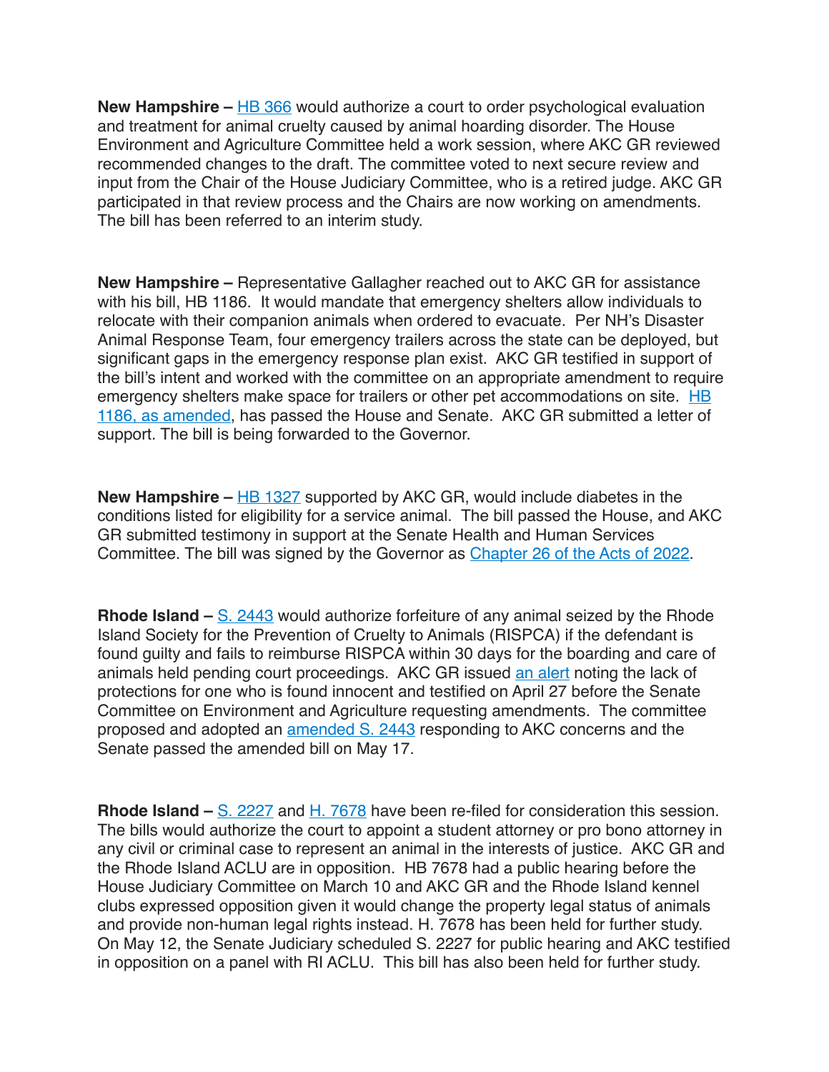**New Hampshire –** HB 366 would authorize a court to order psychological evaluation and treatment for animal cruelty caused by animal hoarding disorder. The House Environment and Agriculture Committee held a work session, where AKC GR reviewed recommended changes to the draft. The committee voted to next secure review and input from the Chair of the House Judiciary Committee, who is a retired judge. AKC GR participated in that review process and the Chairs are now working on amendments. The bill has been referred to an interim study.

**New Hampshire –** Representative Gallagher reached out to AKC GR for assistance with his bill, HB 1186. It would mandate that emergency shelters allow individuals to relocate with their companion animals when ordered to evacuate. Per NH's Disaster Animal Response Team, four emergency trailers across the state can be deployed, but significant gaps in the emergency response plan exist. AKC GR testified in support of the bill's intent and worked with the committee on an appropriate amendment to require emergency shelters make space for trailers or other pet accommodations on site. HB 1186, as amended, has passed the House and Senate. AKC GR submitted a letter of support. The bill is being forwarded to the Governor.

**New Hampshire –** HB 1327 supported by AKC GR, would include diabetes in the conditions listed for eligibility for a service animal. The bill passed the House, and AKC GR submitted testimony in support at the Senate Health and Human Services Committee. The bill was signed by the Governor as Chapter 26 of the Acts of 2022.

**Rhode Island –** S. 2443 would authorize forfeiture of any animal seized by the Rhode Island Society for the Prevention of Cruelty to Animals (RISPCA) if the defendant is found guilty and fails to reimburse RISPCA within 30 days for the boarding and care of animals held pending court proceedings. AKC GR issued an alert noting the lack of protections for one who is found innocent and testified on April 27 before the Senate Committee on Environment and Agriculture requesting amendments. The committee proposed and adopted an amended S. 2443 responding to AKC concerns and the Senate passed the amended bill on May 17.

**Rhode Island –** S. 2227 and H. 7678 have been re-filed for consideration this session. The bills would authorize the court to appoint a student attorney or pro bono attorney in any civil or criminal case to represent an animal in the interests of justice. AKC GR and the Rhode Island ACLU are in opposition. HB 7678 had a public hearing before the House Judiciary Committee on March 10 and AKC GR and the Rhode Island kennel clubs expressed opposition given it would change the property legal status of animals and provide non-human legal rights instead. H. 7678 has been held for further study. On May 12, the Senate Judiciary scheduled S. 2227 for public hearing and AKC testified in opposition on a panel with RI ACLU. This bill has also been held for further study.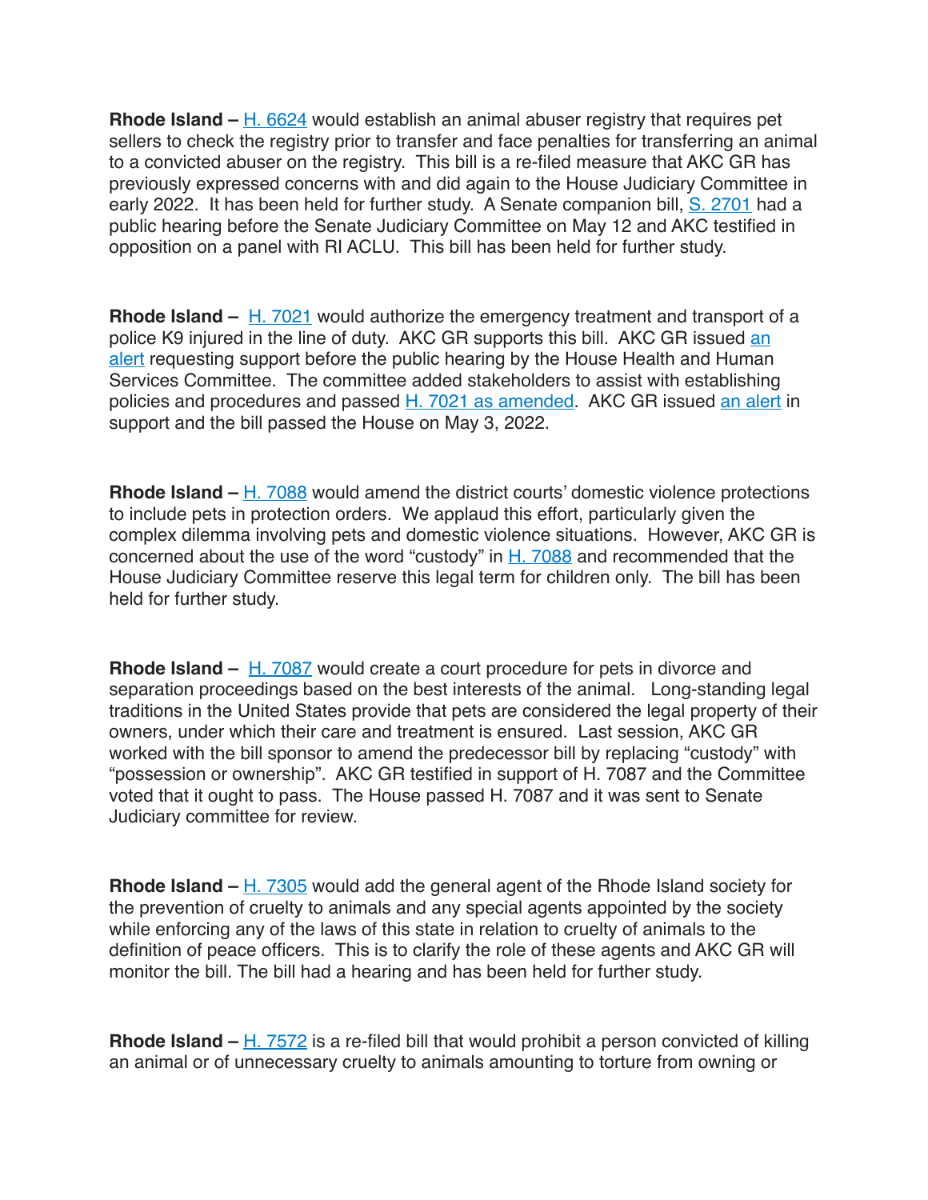**Rhode Island –** H. 6624 would establish an animal abuser registry that requires pet sellers to check the registry prior to transfer and face penalties for transferring an animal to a convicted abuser on the registry. This bill is a re-filed measure that AKC GR has previously expressed concerns with and did again to the House Judiciary Committee in early 2022. It has been held for further study. A Senate companion bill, S. 2701 had a public hearing before the Senate Judiciary Committee on May 12 and AKC testified in opposition on a panel with RI ACLU. This bill has been held for further study.

**Rhode Island –** H. 7021 would authorize the emergency treatment and transport of a police K9 injured in the line of duty. AKC GR supports this bill. AKC GR issued an alert requesting support before the public hearing by the House Health and Human Services Committee. The committee added stakeholders to assist with establishing policies and procedures and passed H. 7021 as amended. AKC GR issued an alert in support and the bill passed the House on May 3, 2022.

**Rhode Island –** H. 7088 would amend the district courts' domestic violence protections to include pets in protection orders. We applaud this effort, particularly given the complex dilemma involving pets and domestic violence situations. However, AKC GR is concerned about the use of the word "custody" in H. 7088 and recommended that the House Judiciary Committee reserve this legal term for children only. The bill has been held for further study.

**Rhode Island –** H. 7087 would create a court procedure for pets in divorce and separation proceedings based on the best interests of the animal. Long-standing legal traditions in the United States provide that pets are considered the legal property of their owners, under which their care and treatment is ensured. Last session, AKC GR worked with the bill sponsor to amend the predecessor bill by replacing "custody" with "possession or ownership". AKC GR testified in support of H. 7087 and the Committee voted that it ought to pass. The House passed H. 7087 and it was sent to Senate Judiciary committee for review.

**Rhode Island –** H. 7305 would add the general agent of the Rhode Island society for the prevention of cruelty to animals and any special agents appointed by the society while enforcing any of the laws of this state in relation to cruelty of animals to the definition of peace officers. This is to clarify the role of these agents and AKC GR will monitor the bill. The bill had a hearing and has been held for further study.

**Rhode Island –** H. 7572 is a re-filed bill that would prohibit a person convicted of killing an animal or of unnecessary cruelty to animals amounting to torture from owning or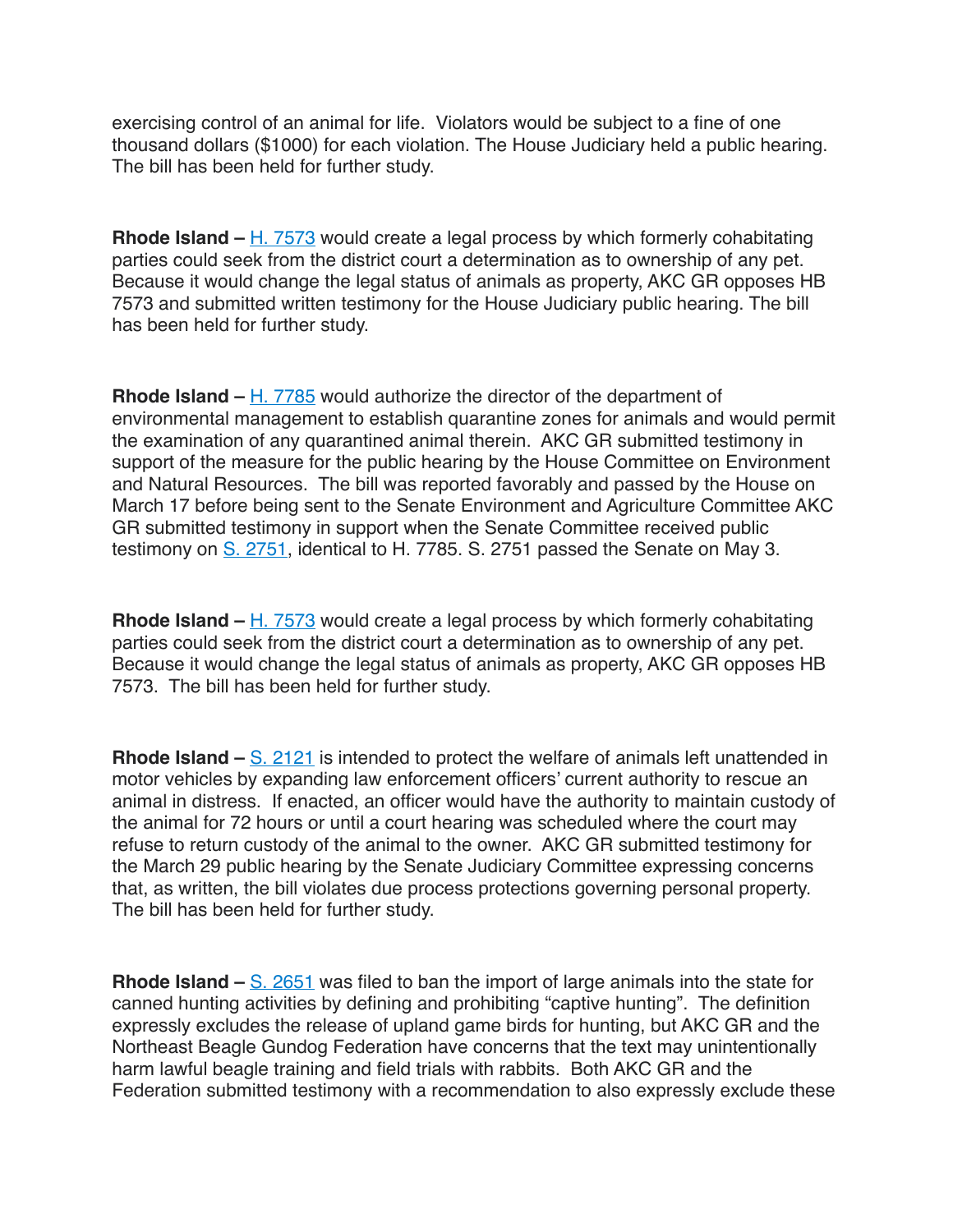exercising control of an animal for life. Violators would be subject to a fine of one thousand dollars ($1000) for each violation. The House Judiciary held a public hearing. The bill has been held for further study.

**Rhode Island –** [H. 7573](#) would create a legal process by which formerly cohabitating parties could seek from the district court a determination as to ownership of any pet. Because it would change the legal status of animals as property, AKC GR opposes HB 7573 and submitted written testimony for the House Judiciary public hearing. The bill has been held for further study.

**Rhode Island –** [H. 7785](#) would authorize the director of the department of environmental management to establish quarantine zones for animals and would permit the examination of any quarantined animal therein. AKC GR submitted testimony in support of the measure for the public hearing by the House Committee on Environment and Natural Resources. The bill was reported favorably and passed by the House on March 17 before being sent to the Senate Environment and Agriculture Committee AKC GR submitted testimony in support when the Senate Committee received public testimony on [S. 2751](#), identical to H. 7785. S. 2751 passed the Senate on May 3.

**Rhode Island –** [H. 7573](#) would create a legal process by which formerly cohabitating parties could seek from the district court a determination as to ownership of any pet. Because it would change the legal status of animals as property, AKC GR opposes HB 7573. The bill has been held for further study.

**Rhode Island –** [S. 2121](#) is intended to protect the welfare of animals left unattended in motor vehicles by expanding law enforcement officers' current authority to rescue an animal in distress. If enacted, an officer would have the authority to maintain custody of the animal for 72 hours or until a court hearing was scheduled where the court may refuse to return custody of the animal to the owner. AKC GR submitted testimony for the March 29 public hearing by the Senate Judiciary Committee expressing concerns that, as written, the bill violates due process protections governing personal property. The bill has been held for further study.

**Rhode Island –** [S. 2651](#) was filed to ban the import of large animals into the state for canned hunting activities by defining and prohibiting "captive hunting". The definition expressly excludes the release of upland game birds for hunting, but AKC GR and the Northeast Beagle Gundog Federation have concerns that the text may unintentionally harm lawful beagle training and field trials with rabbits. Both AKC GR and the Federation submitted testimony with a recommendation to also expressly exclude these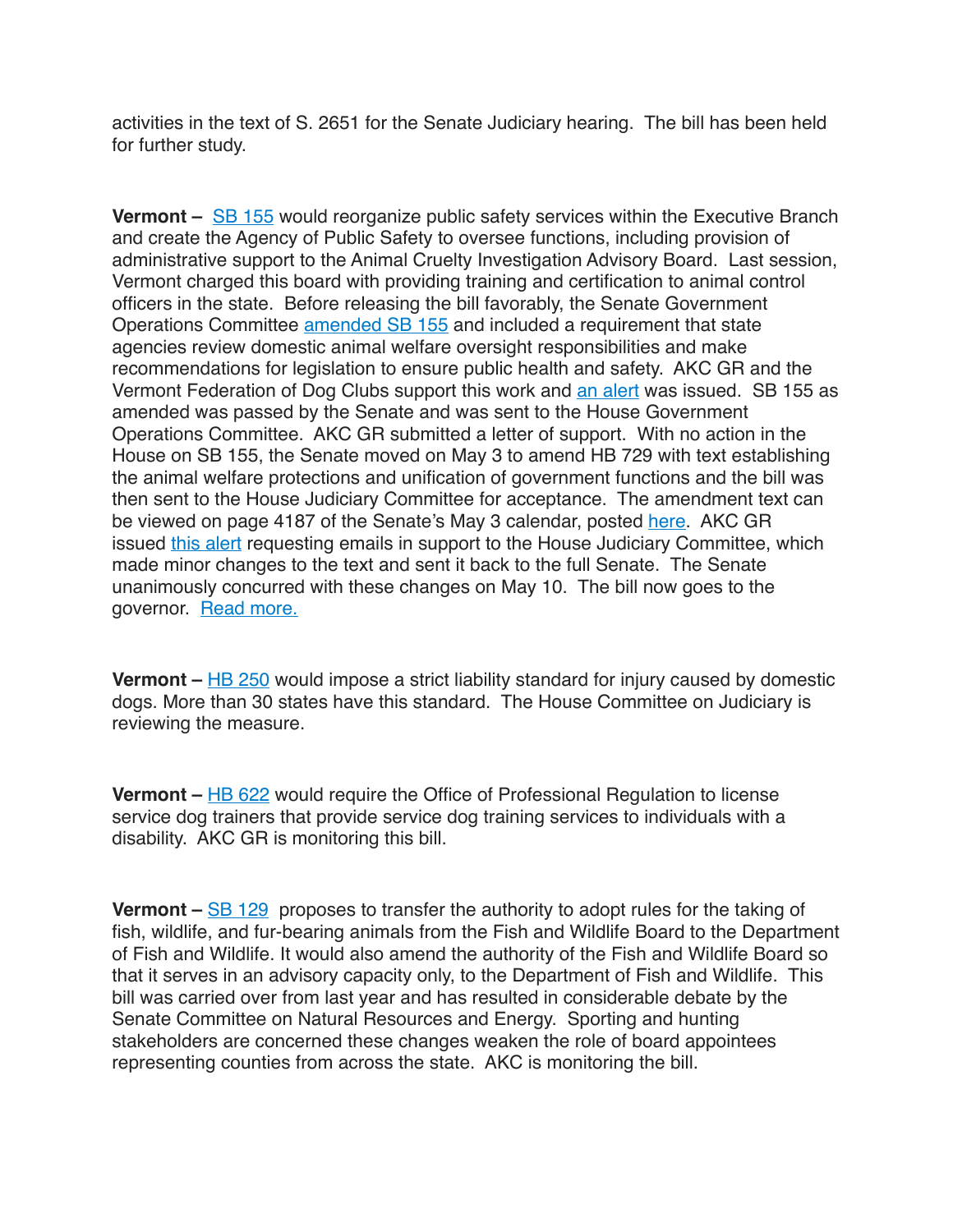activities in the text of S. 2651 for the Senate Judiciary hearing. The bill has been held for further study.

**Vermont –** SB 155 would reorganize public safety services within the Executive Branch and create the Agency of Public Safety to oversee functions, including provision of administrative support to the Animal Cruelty Investigation Advisory Board. Last session, Vermont charged this board with providing training and certification to animal control officers in the state. Before releasing the bill favorably, the Senate Government Operations Committee amended SB 155 and included a requirement that state agencies review domestic animal welfare oversight responsibilities and make recommendations for legislation to ensure public health and safety. AKC GR and the Vermont Federation of Dog Clubs support this work and an alert was issued. SB 155 as amended was passed by the Senate and was sent to the House Government Operations Committee. AKC GR submitted a letter of support. With no action in the House on SB 155, the Senate moved on May 3 to amend HB 729 with text establishing the animal welfare protections and unification of government functions and the bill was then sent to the House Judiciary Committee for acceptance. The amendment text can be viewed on page 4187 of the Senate's May 3 calendar, posted here. AKC GR issued this alert requesting emails in support to the House Judiciary Committee, which made minor changes to the text and sent it back to the full Senate. The Senate unanimously concurred with these changes on May 10. The bill now goes to the governor. Read more.

**Vermont –** HB 250 would impose a strict liability standard for injury caused by domestic dogs. More than 30 states have this standard. The House Committee on Judiciary is reviewing the measure.

**Vermont –** HB 622 would require the Office of Professional Regulation to license service dog trainers that provide service dog training services to individuals with a disability. AKC GR is monitoring this bill.

**Vermont –** SB 129 proposes to transfer the authority to adopt rules for the taking of fish, wildlife, and fur-bearing animals from the Fish and Wildlife Board to the Department of Fish and Wildlife. It would also amend the authority of the Fish and Wildlife Board so that it serves in an advisory capacity only, to the Department of Fish and Wildlife. This bill was carried over from last year and has resulted in considerable debate by the Senate Committee on Natural Resources and Energy. Sporting and hunting stakeholders are concerned these changes weaken the role of board appointees representing counties from across the state. AKC is monitoring the bill.